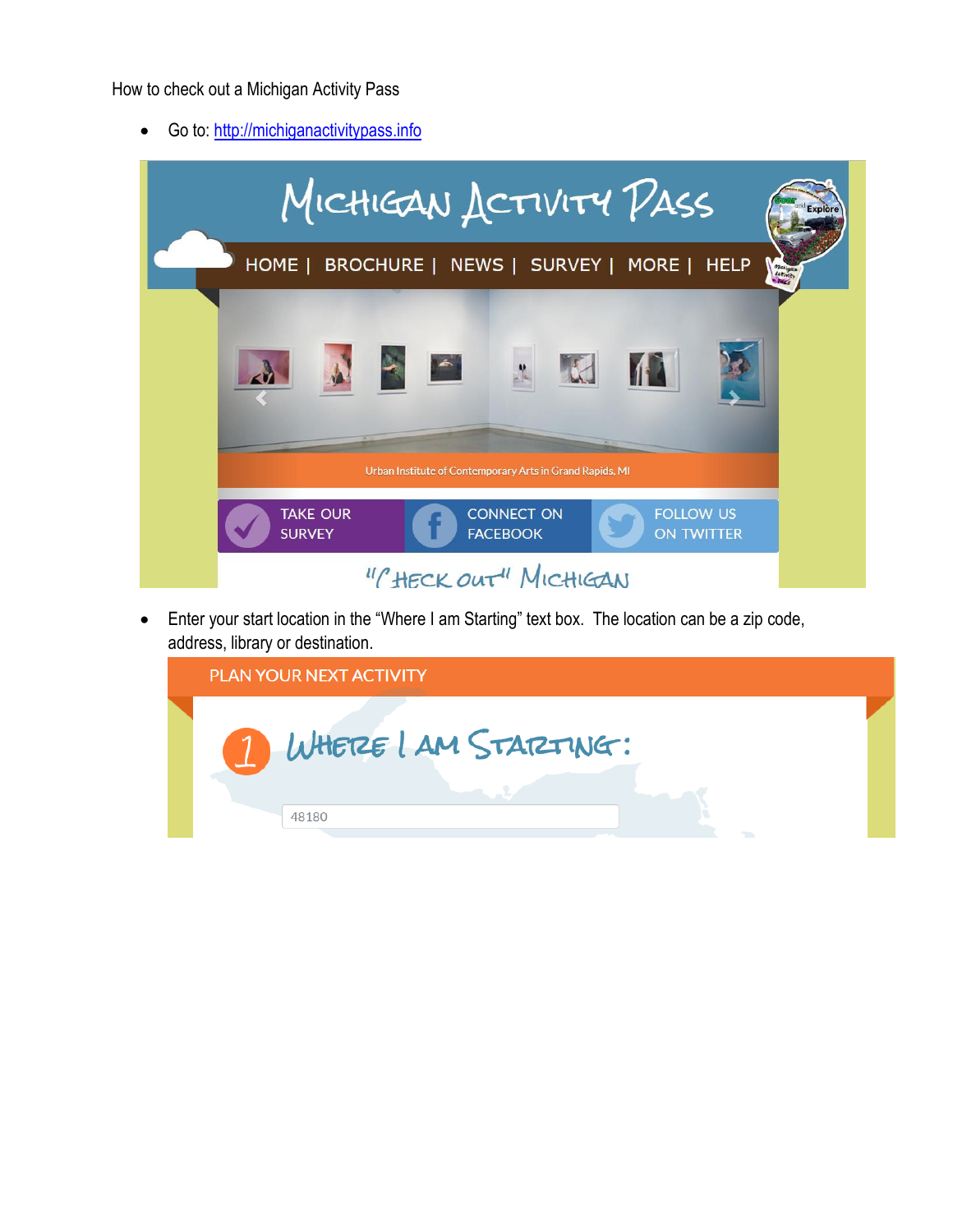How to check out a Michigan Activity Pass

- Go to: [http://michiganactivitypass.info](http://michiganactivitypass.info)

- Enter your start location in the "Where I am Starting" text box. The location can be a zip code, address, library or destination.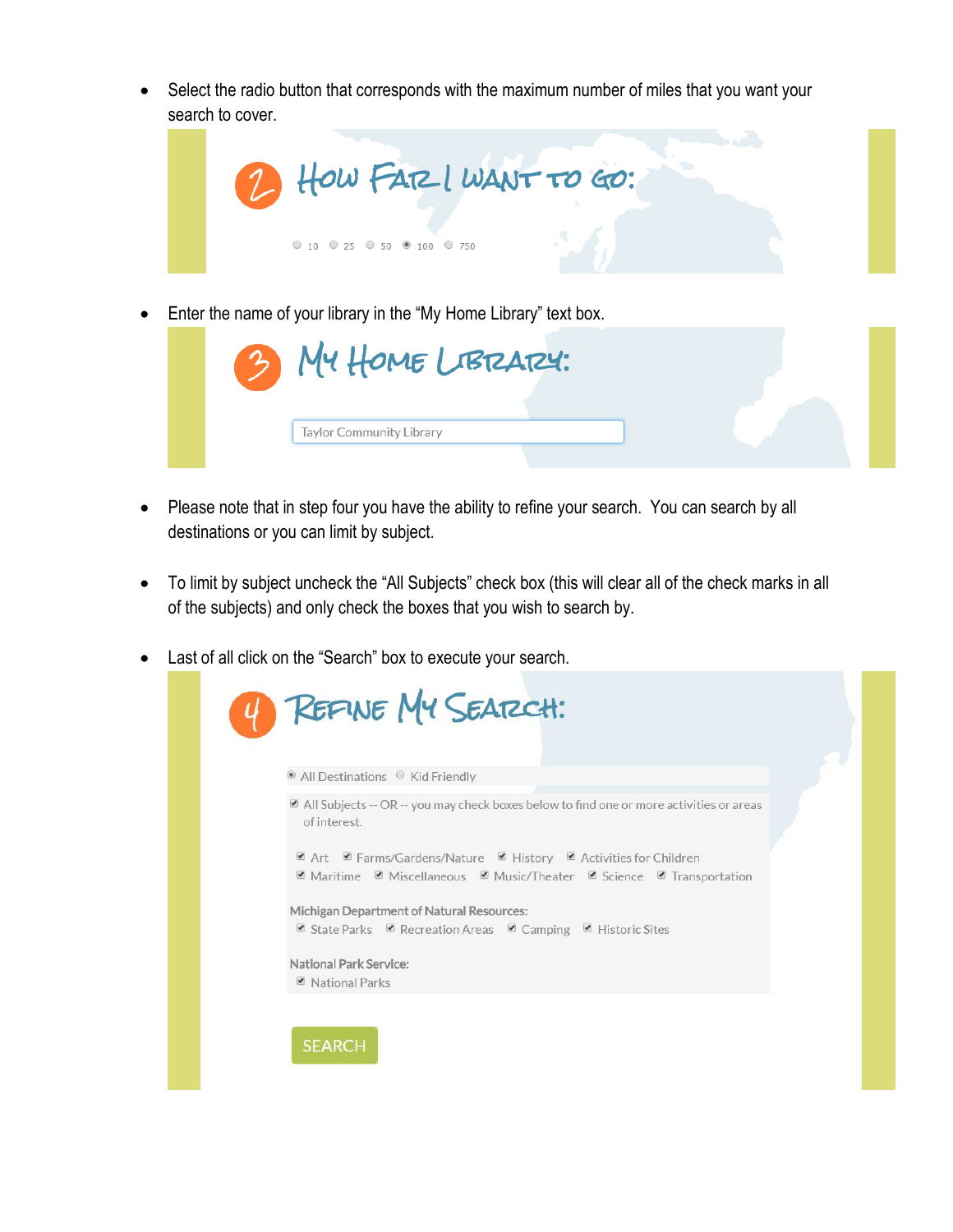- Select the radio button that corresponds with the maximum number of miles that you want your search to cover.

## 2 How Far I Want to Go:

○ 10 ○ 25 ○ 50 ◉ 100 ○ 750

- Enter the name of your library in the "My Home Library" text box.

## 3 My Home Library:

Taylor Community Library

- Please note that in step four you have the ability to refine your search. You can search by all destinations or you can limit by subject.

- To limit by subject uncheck the "All Subjects" check box (this will clear all of the check marks in all of the subjects) and only check the boxes that you wish to search by.

- Last of all click on the "Search" box to execute your search.

## 4 Refine My Search:

◉ All Destinations ○ Kid Friendly

☑ All Subjects -- OR -- you may check boxes below to find one or more activities or areas of interest.

☑ Art ☑ Farms/Gardens/Nature ☑ History ☑ Activities for Children
☑ Maritime ☑ Miscellaneous ☑ Music/Theater ☑ Science ☑ Transportation

Michigan Department of Natural Resources:
☑ State Parks ☑ Recreation Areas ☑ Camping ☑ Historic Sites

National Park Service:
☑ National Parks

SEARCH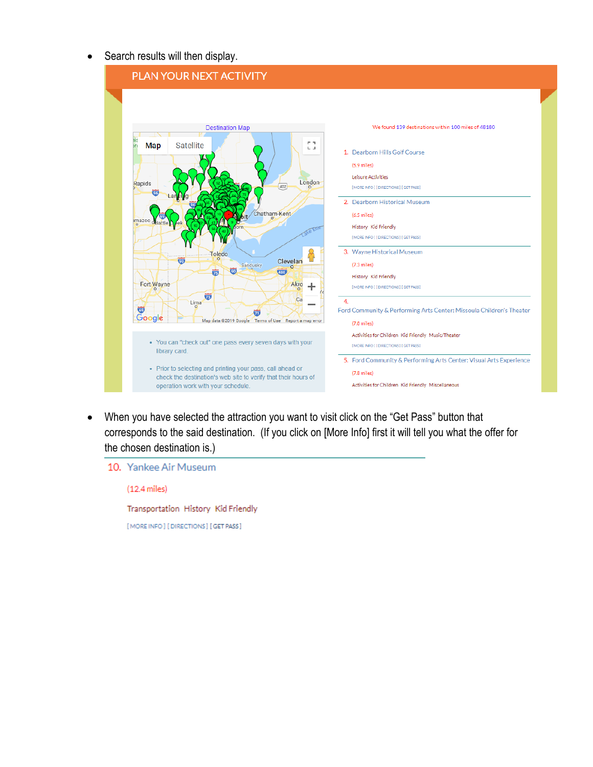- Search results will then display.

PLAN YOUR NEXT ACTIVITY

Destination Map

We found 139 destinations within 100 miles of 48180

1. Dearborn Hills Golf Course

(5.9 miles)

Leisure Activities

[MORE INFO] [DIRECTIONS] [GET PASS]

2. Dearborn Historical Museum

(6.5 miles)

History Kid Friendly

[MORE INFO] [DIRECTIONS] [GET PASS]

3. Wayne Historical Museum

(7.3 miles)

History Kid Friendly

[MORE INFO] [DIRECTIONS] [GET PASS]

4. Ford Community & Performing Arts Center: Missoula Children's Theater

(7.8 miles)

Activities for Children Kid Friendly Music/Theater

[MORE INFO] [DIRECTIONS] [GET PASS]

5. Ford Community & Performing Arts Center: Visual Arts Experience

(7.8 miles)

Activities for Children Kid Friendly Miscellaneous

- You can "check out" one pass every seven days with your library card.
- Prior to selecting and printing your pass, call ahead or check the destination's web site to verify that their hours of operation work with your schedule.

- When you have selected the attraction you want to visit click on the "Get Pass" button that corresponds to the said destination. (If you click on [More Info] first it will tell you what the offer for the chosen destination is.)

10. Yankee Air Museum

(12.4 miles)

Transportation History Kid Friendly

[MORE INFO] [DIRECTIONS] [GET PASS]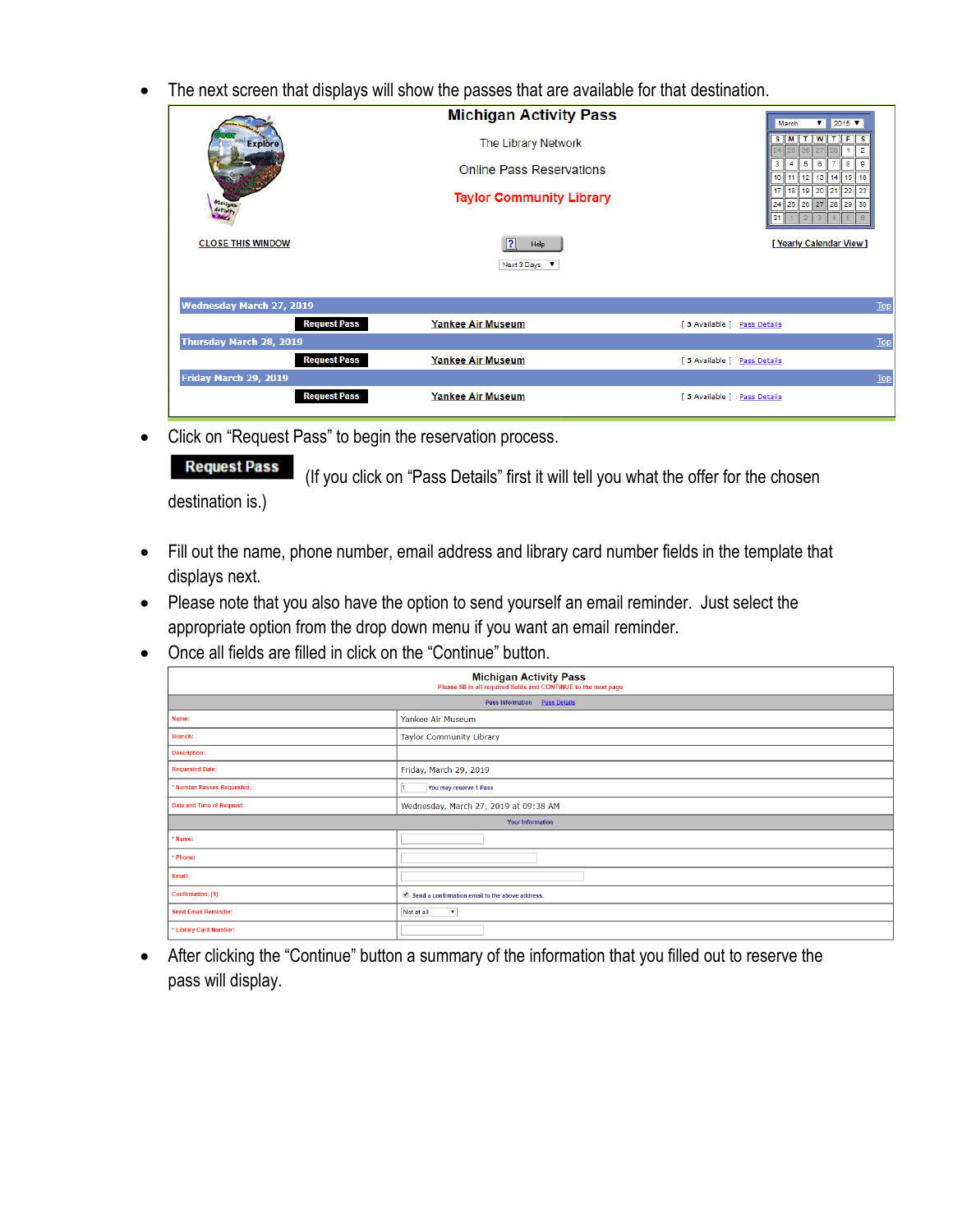- The next screen that displays will show the passes that are available for that destination.

**Michigan Activity Pass**

The Library Network

Online Pass Reservations

Taylor Community Library

CLOSE THIS WINDOW | Help | [ Yearly Calendar View ]

Next 3 Days

| Wednesday March 27, 2019 | | | Top |
|---|---|---|---|
| Request Pass | Yankee Air Museum | [ 5 Available ] | Pass Details |
| **Thursday March 28, 2019** | | | Top |
| Request Pass | Yankee Air Museum | [ 5 Available ] | Pass Details |
| **Friday March 29, 2019** | | | Top |
| Request Pass | Yankee Air Museum | [ 5 Available ] | Pass Details |

- Click on "Request Pass" to begin the reservation process.

**Request Pass** (If you click on "Pass Details" first it will tell you what the offer for the chosen destination is.)

- Fill out the name, phone number, email address and library card number fields in the template that displays next.
- Please note that you also have the option to send yourself an email reminder. Just select the appropriate option from the drop down menu if you want an email reminder.
- Once all fields are filled in click on the "Continue" button.

**Michigan Activity Pass**

Please fill in all required fields and CONTINUE to the next page

| Pass Information | Pass Details |
|---|---|
| Name: | Yankee Air Museum |
| Branch: | Taylor Community Library |
| Description: | |
| Requested Date: | Friday, March 29, 2019 |
| * Number Passes Requested: | 1 You may reserve 1 Pass |
| Date and Time of Request: | Wednesday, March 27, 2019 at 09:38 AM |
| **Your Information** | |
| * Name: | |
| * Phone: | |
| Email: | |
| Confirmation: [1] | Send a confirmation email to the above address. |
| Send Email Reminder: | Not at all |
| * Library Card Number: | |

- After clicking the "Continue" button a summary of the information that you filled out to reserve the pass will display.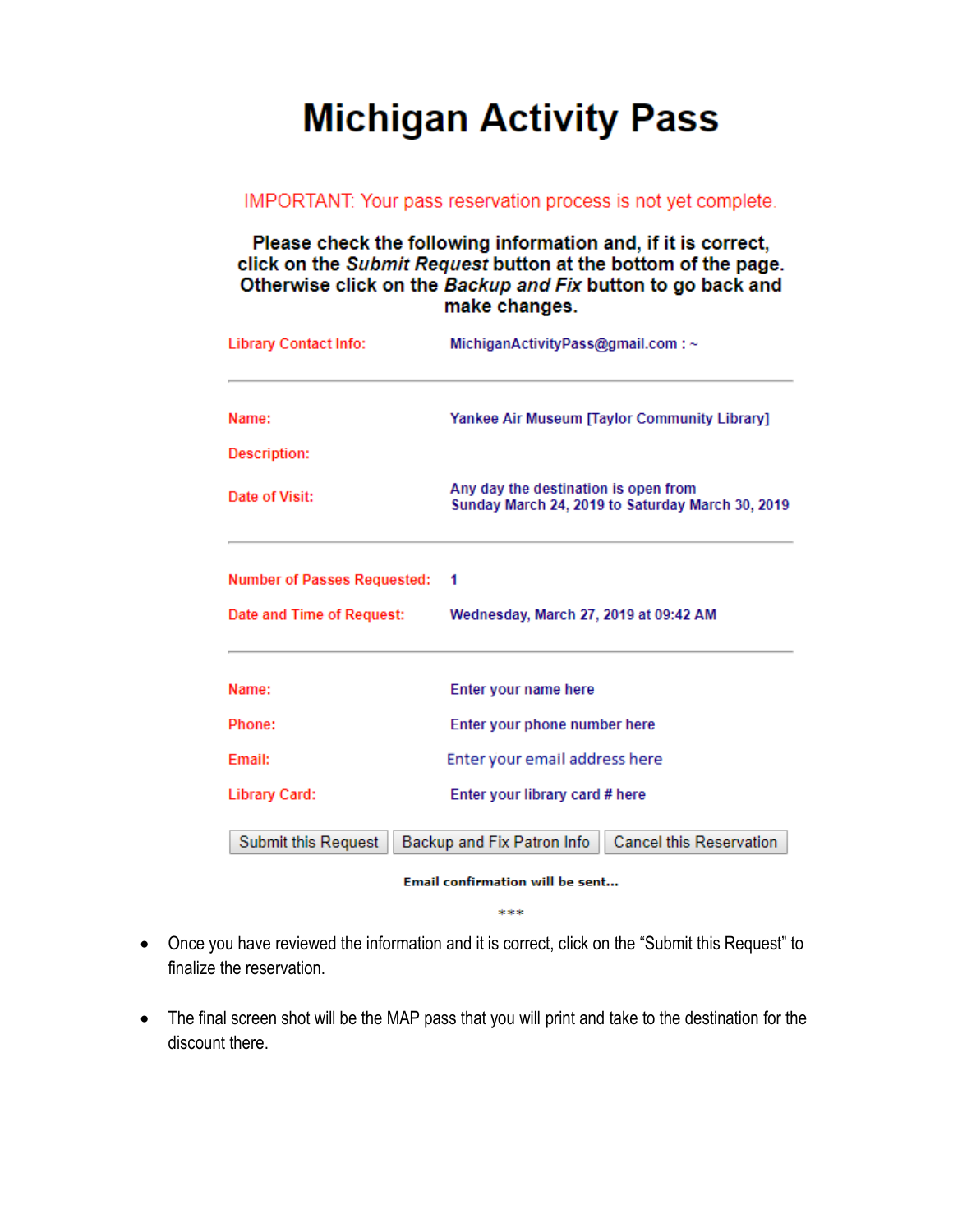# Michigan Activity Pass

IMPORTANT: Your pass reservation process is not yet complete.

**Please check the following information and, if it is correct, click on the *Submit Request* button at the bottom of the page. Otherwise click on the *Backup and Fix* button to go back and make changes.**

| | |
|---|---|
| Library Contact Info: | MichiganActivityPass@gmail.com : ~ |

| | |
|---|---|
| Name: | Yankee Air Museum [Taylor Community Library] |
| Description: | |
| Date of Visit: | Any day the destination is open from Sunday March 24, 2019 to Saturday March 30, 2019 |

| | |
|---|---|
| Number of Passes Requested: | 1 |
| Date and Time of Request: | Wednesday, March 27, 2019 at 09:42 AM |

| | |
|---|---|
| Name: | Enter your name here |
| Phone: | Enter your phone number here |
| Email: | Enter your email address here |
| Library Card: | Enter your library card # here |

Submit this Request | Backup and Fix Patron Info | Cancel this Reservation

**Email confirmation will be sent...**

***

- Once you have reviewed the information and it is correct, click on the "Submit this Request" to finalize the reservation.
- The final screen shot will be the MAP pass that you will print and take to the destination for the discount there.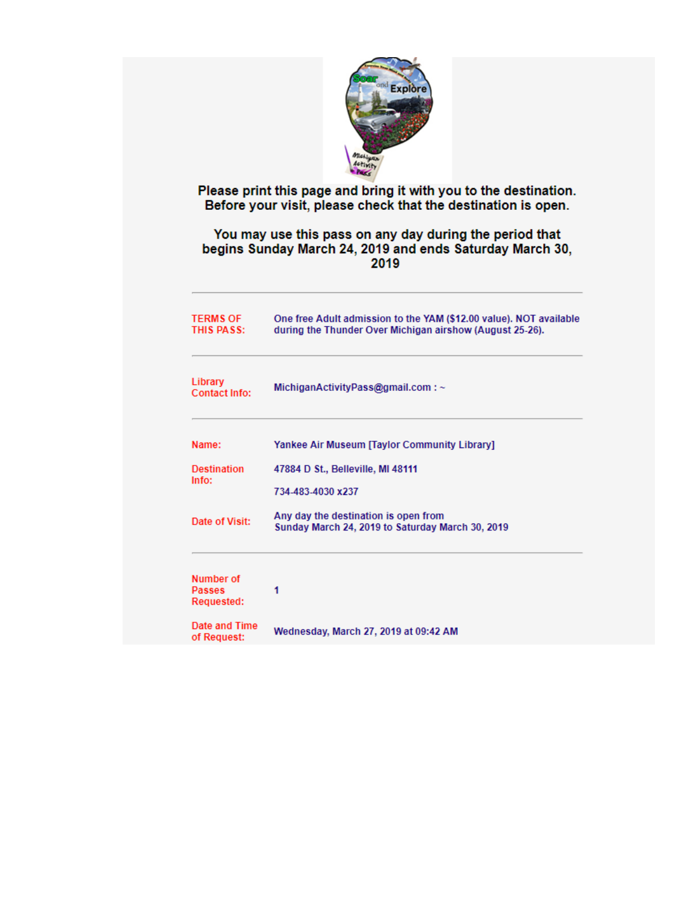**Please print this page and bring it with you to the destination.**
**Before your visit, please check that the destination is open.**

**You may use this pass on any day during the period that begins Sunday March 24, 2019 and ends Saturday March 30, 2019**

---

| | |
|---|---|
| TERMS OF THIS PASS: | One free Adult admission to the YAM ($12.00 value). NOT available during the Thunder Over Michigan airshow (August 25-26). |

---

| | |
|---|---|
| Library Contact Info: | MichiganActivityPass@gmail.com : ~ |

---

| | |
|---|---|
| Name: | Yankee Air Museum [Taylor Community Library] |
| Destination Info: | 47884 D St., Belleville, MI 48111<br>734-483-4030 x237 |
| Date of Visit: | Any day the destination is open from Sunday March 24, 2019 to Saturday March 30, 2019 |

---

| | |
|---|---|
| Number of Passes Requested: | 1 |
| Date and Time of Request: | Wednesday, March 27, 2019 at 09:42 AM |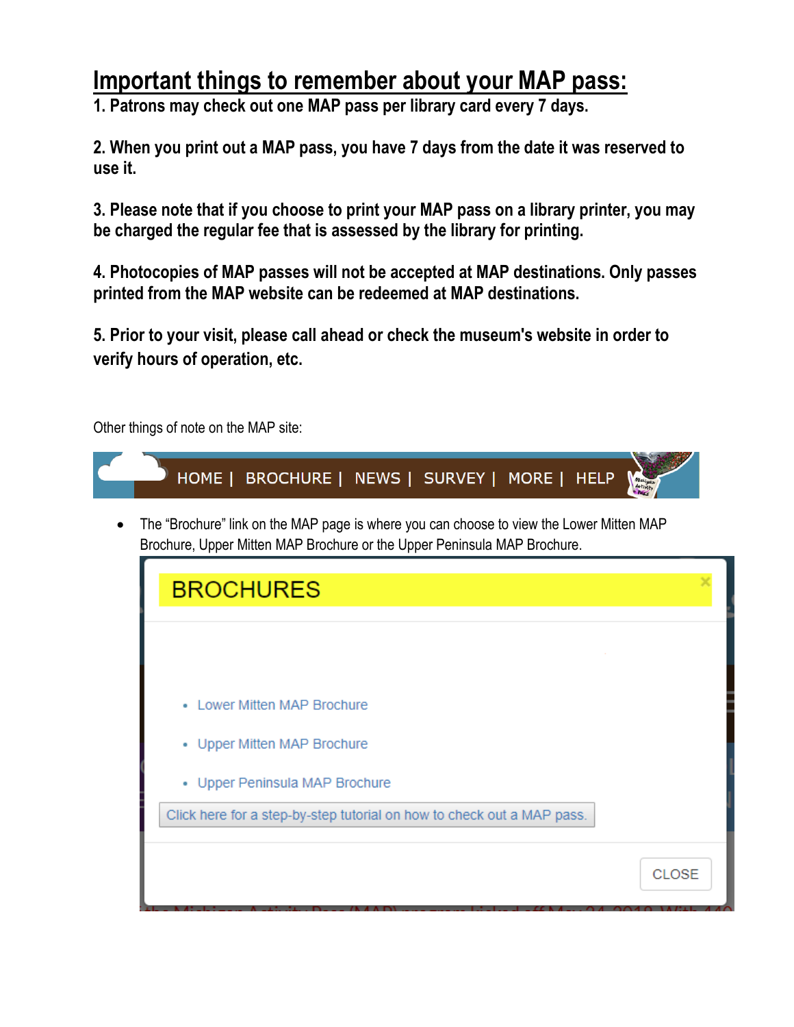# Important things to remember about your MAP pass:

**1. Patrons may check out one MAP pass per library card every 7 days.**

**2. When you print out a MAP pass, you have 7 days from the date it was reserved to use it.**

**3. Please note that if you choose to print your MAP pass on a library printer, you may be charged the regular fee that is assessed by the library for printing.**

**4. Photocopies of MAP passes will not be accepted at MAP destinations. Only passes printed from the MAP website can be redeemed at MAP destinations.**

**5. Prior to your visit, please call ahead or check the museum's website in order to verify hours of operation, etc.**

Other things of note on the MAP site:

HOME | BROCHURE | NEWS | SURVEY | MORE | HELP

- The "Brochure" link on the MAP page is where you can choose to view the Lower Mitten MAP Brochure, Upper Mitten MAP Brochure or the Upper Peninsula MAP Brochure.

BROCHURES

- Lower Mitten MAP Brochure
- Upper Mitten MAP Brochure
- Upper Peninsula MAP Brochure

Click here for a step-by-step tutorial on how to check out a MAP pass.

CLOSE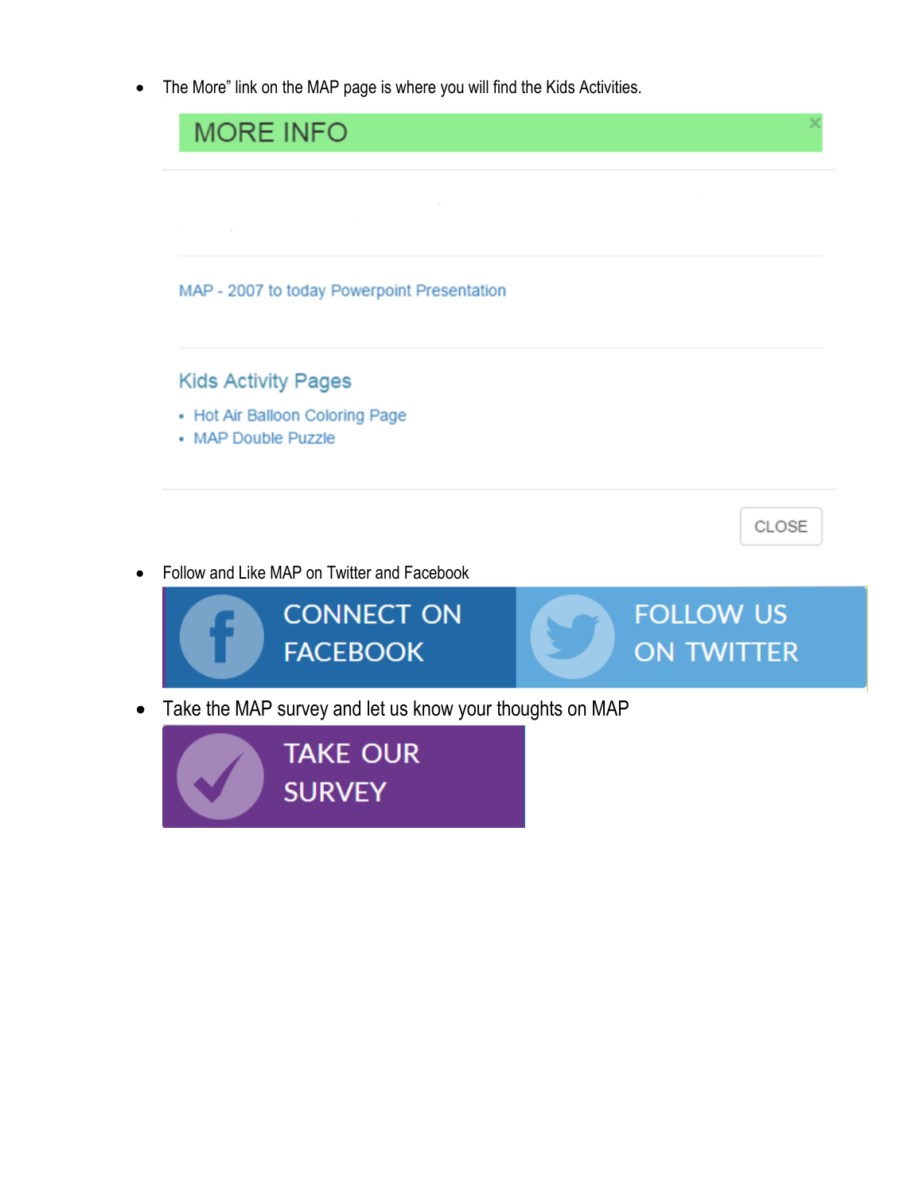- The More" link on the MAP page is where you will find the Kids Activities.

MORE INFO

MAP - 2007 to today Powerpoint Presentation

Kids Activity Pages

- Hot Air Balloon Coloring Page
- MAP Double Puzzle

CLOSE

- Follow and Like MAP on Twitter and Facebook

CONNECT ON FACEBOOK

FOLLOW US ON TWITTER

- Take the MAP survey and let us know your thoughts on MAP

TAKE OUR SURVEY